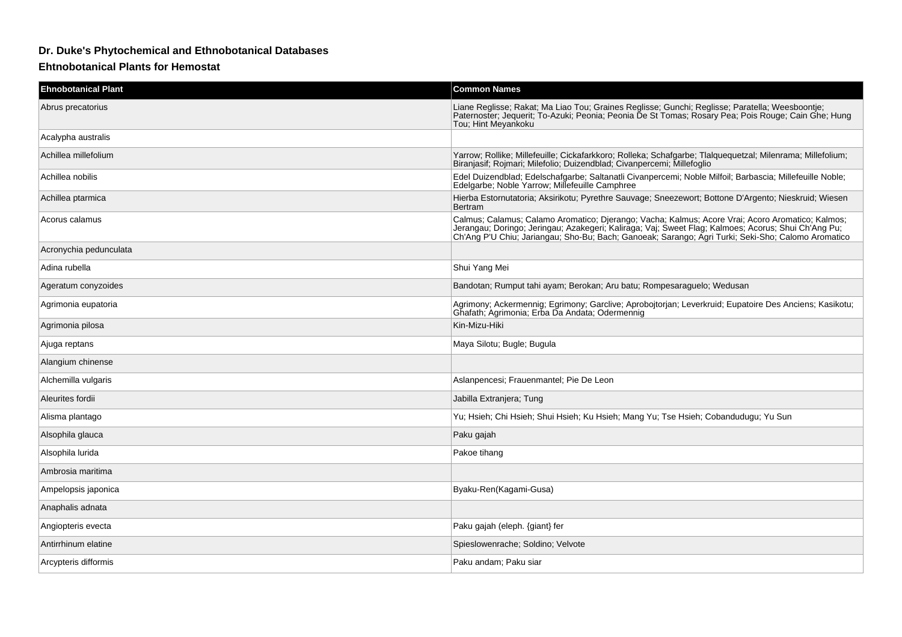# Dr. Duke's Phytochemical and Ethnobotanical Databases

## Ehtnobotanical Plants for Hemostat

| Ehnobotanical Plant | Common Names |
| --- | --- |
| Abrus precatorius | Liane Reglisse; Rakat; Ma Liao Tou; Graines Reglisse; Gunchi; Reglisse; Paratella; Weesboontje; Paternoster; Jequerit; To-Azuki; Peonia; Peonia De St Tomas; Rosary Pea; Pois Rouge; Cain Ghe; Hung Tou; Hint Meyankoku |
| Acalypha australis | |
| Achillea millefolium | Yarrow; Rollike; Millefeuille; Cickafarkkoro; Rolleka; Schafgarbe; Tlalquequetzal; Milenrama; Millefolium; Biranjasif; Rojmari; Milefolio; Duizendblad; Civanpercemi; Millefoglio |
| Achillea nobilis | Edel Duizendblad; Edelschafgarbe; Saltanatli Civanpercemi; Noble Milfoil; Barbascia; Millefeuille Noble; Edelgarbe; Noble Yarrow; Millefeuille Camphree |
| Achillea ptarmica | Hierba Estornutatoria; Aksirikotu; Pyrethre Sauvage; Sneezewort; Bottone D'Argento; Nieskruid; Wiesen Bertram |
| Acorus calamus | Calmus; Calamus; Calamo Aromatico; Djerango; Vacha; Kalmus; Acore Vrai; Acoro Aromatico; Kalmos; Jerangau; Doringo; Jeringau; Azakegeri; Kaliraga; Vaj; Sweet Flag; Kalmoes; Acorus; Shui Ch'Ang Pu; Ch'Ang P'U Chiu; Jariangau; Sho-Bu; Bach; Ganoeak; Sarango; Agri Turki; Seki-Sho; Calomo Aromatico |
| Acronychia pedunculata | |
| Adina rubella | Shui Yang Mei |
| Ageratum conyzoides | Bandotan; Rumput tahi ayam; Berokan; Aru batu; Rompesaraguelo; Wedusan |
| Agrimonia eupatoria | Agrimony; Ackermennig; Egrimony; Garclive; Aprobojtorjan; Leverkruid; Eupatoire Des Anciens; Kasikotu; Ghafath; Agrimonia; Erba Da Andata; Odermennig |
| Agrimonia pilosa | Kin-Mizu-Hiki |
| Ajuga reptans | Maya Silotu; Bugle; Bugula |
| Alangium chinense | |
| Alchemilla vulgaris | Aslanpencesi; Frauenmantel; Pie De Leon |
| Aleurites fordii | Jabilla Extranjera; Tung |
| Alisma plantago | Yu; Hsieh; Chi Hsieh; Shui Hsieh; Ku Hsieh; Mang Yu; Tse Hsieh; Cobandudugu; Yu Sun |
| Alsophila glauca | Paku gajah |
| Alsophila lurida | Pakoe tihang |
| Ambrosia maritima | |
| Ampelopsis japonica | Byaku-Ren(Kagami-Gusa) |
| Anaphalis adnata | |
| Angiopteris evecta | Paku gajah (eleph. {giant} fer |
| Antirrhinum elatine | Spieslowenrache; Soldino; Velvote |
| Arcypteris difformis | Paku andam; Paku siar |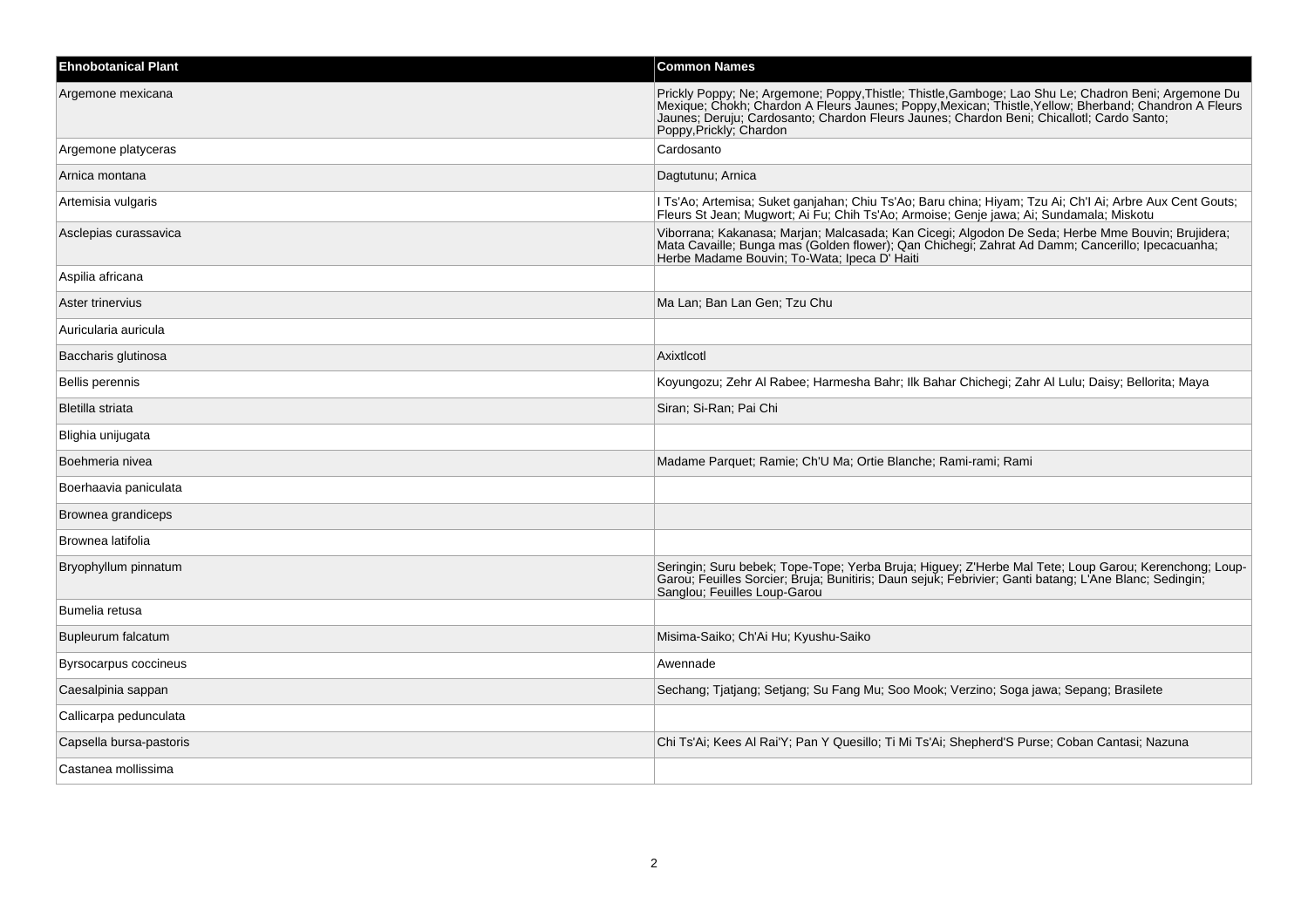| Ehnobotanical Plant | Common Names |
| --- | --- |
| Argemone mexicana | Prickly Poppy; Ne; Argemone; Poppy,Thistle; Thistle,Gamboge; Lao Shu Le; Chadron Beni; Argemone Du Mexique; Chokh; Chardon A Fleurs Jaunes; Poppy,Mexican; Thistle,Yellow; Bherband; Chandron A Fleurs Jaunes; Deruju; Cardosanto; Chardon Fleurs Jaunes; Chardon Beni; Chicallotl; Cardo Santo; Poppy,Prickly; Chardon |
| Argemone platyceras | Cardosanto |
| Arnica montana | Dagtutunu; Arnica |
| Artemisia vulgaris | I Ts'Ao; Artemisa; Suket ganjahan; Chiu Ts'Ao; Baru china; Hiyam; Tzu Ai; Ch'I Ai; Arbre Aux Cent Gouts; Fleurs St Jean; Mugwort; Ai Fu; Chih Ts'Ao; Armoise; Genje jawa; Ai; Sundamala; Miskotu |
| Asclepias curassavica | Viborrana; Kakanasa; Marjan; Malcasada; Kan Cicegi; Algodon De Seda; Herbe Mme Bouvin; Brujidera; Mata Cavaille; Bunga mas (Golden flower); Qan Chichegi; Zahrat Ad Damm; Cancerillo; Ipecacuanha; Herbe Madame Bouvin; To-Wata; Ipeca D' Haiti |
| Aspilia africana | |
| Aster trinervius | Ma Lan; Ban Lan Gen; Tzu Chu |
| Auricularia auricula | |
| Baccharis glutinosa | Axixtlcotl |
| Bellis perennis | Koyungozu; Zehr Al Rabee; Harmesha Bahr; Ilk Bahar Chichegi; Zahr Al Lulu; Daisy; Bellorita; Maya |
| Bletilla striata | Siran; Si-Ran; Pai Chi |
| Blighia unijugata | |
| Boehmeria nivea | Madame Parquet; Ramie; Ch'U Ma; Ortie Blanche; Rami-rami; Rami |
| Boerhaavia paniculata | |
| Brownea grandiceps | |
| Brownea latifolia | |
| Bryophyllum pinnatum | Seringin; Suru bebek; Tope-Tope; Yerba Bruja; Higuey; Z'Herbe Mal Tete; Loup Garou; Kerenchong; Loup-Garou; Feuilles Sorcier; Bruja; Bunitiris; Daun sejuk; Febrivier; Ganti batang; L'Ane Blanc; Sedingin; Sanglou; Feuilles Loup-Garou |
| Bumelia retusa | |
| Bupleurum falcatum | Misima-Saiko; Ch'Ai Hu; Kyushu-Saiko |
| Byrsocarpus coccineus | Awennade |
| Caesalpinia sappan | Sechang; Tjatjang; Setjang; Su Fang Mu; Soo Mook; Verzino; Soga jawa; Sepang; Brasilete |
| Callicarpa pedunculata | |
| Capsella bursa-pastoris | Chi Ts'Ai; Kees Al Rai'Y; Pan Y Quesillo; Ti Mi Ts'Ai; Shepherd'S Purse; Coban Cantasi; Nazuna |
| Castanea mollissima | |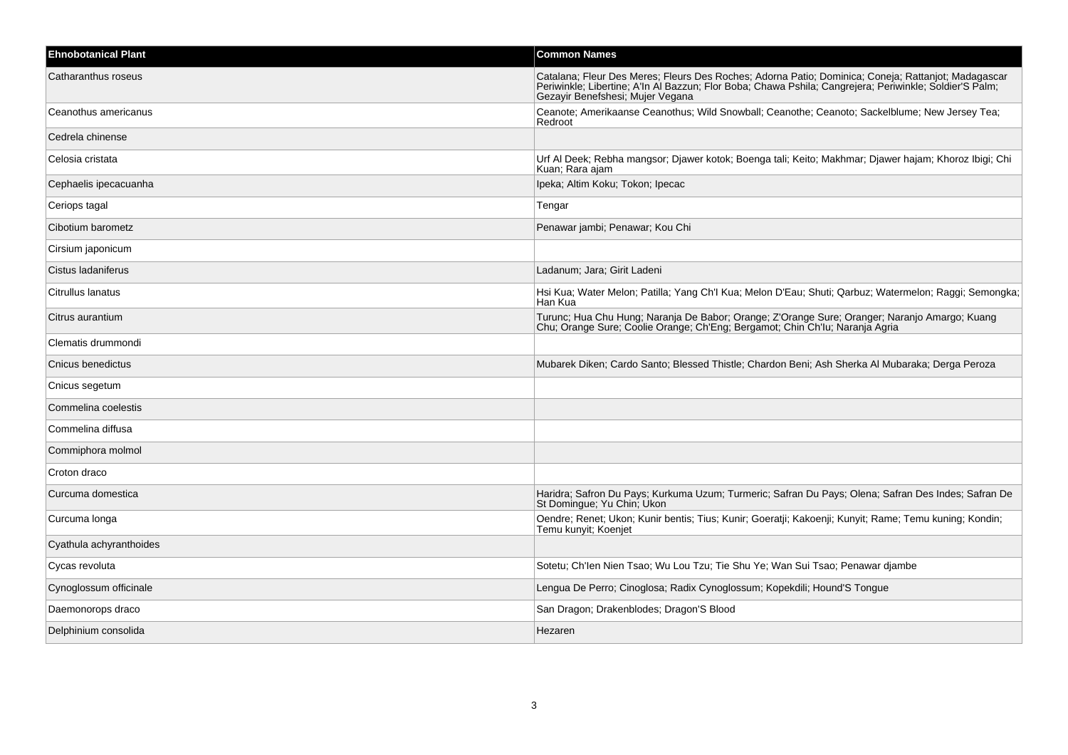| Ehnobotanical Plant | Common Names |
| --- | --- |
| Catharanthus roseus | Catalana; Fleur Des Meres; Fleurs Des Roches; Adorna Patio; Dominica; Coneja; Rattanjot; Madagascar Periwinkle; Libertine; A'In Al Bazzun; Flor Boba; Chawa Pshila; Cangrejera; Periwinkle; Soldier'S Palm; Gezayir Benefshesi; Mujer Vegana |
| Ceanothus americanus | Ceanote; Amerikaanse Ceanothus; Wild Snowball; Ceanothe; Ceanoto; Sackelblume; New Jersey Tea; Redroot |
| Cedrela chinense | |
| Celosia cristata | Urf Al Deek; Rebha mangsor; Djawer kotok; Boenga tali; Keito; Makhmar; Djawer hajam; Khoroz Ibigi; Chi Kuan; Rara ajam |
| Cephaelis ipecacuanha | Ipeka; Altim Koku; Tokon; Ipecac |
| Ceriops tagal | Tengar |
| Cibotium barometz | Penawar jambi; Penawar; Kou Chi |
| Cirsium japonicum | |
| Cistus ladaniferus | Ladanum; Jara; Girit Ladeni |
| Citrullus lanatus | Hsi Kua; Water Melon; Patilla; Yang Ch'I Kua; Melon D'Eau; Shuti; Qarbuz; Watermelon; Raggi; Semongka; Han Kua |
| Citrus aurantium | Turunc; Hua Chu Hung; Naranja De Babor; Orange; Z'Orange Sure; Oranger; Naranjo Amargo; Kuang Chu; Orange Sure; Coolie Orange; Ch'Eng; Bergamot; Chin Ch'Iu; Naranja Agria |
| Clematis drummondi | |
| Cnicus benedictus | Mubarek Diken; Cardo Santo; Blessed Thistle; Chardon Beni; Ash Sherka Al Mubaraka; Derga Peroza |
| Cnicus segetum | |
| Commelina coelestis | |
| Commelina diffusa | |
| Commiphora molmol | |
| Croton draco | |
| Curcuma domestica | Haridra; Safron Du Pays; Kurkuma Uzum; Turmeric; Safran Du Pays; Olena; Safran Des Indes; Safran De St Domingue; Yu Chin; Ukon |
| Curcuma longa | Oendre; Renet; Ukon; Kunir bentis; Tius; Kunir; Goeratji; Kakoenji; Kunyit; Rame; Temu kuning; Kondin; Temu kunyit; Koenjet |
| Cyathula achyranthoides | |
| Cycas revoluta | Sotetu; Ch'Ien Nien Tsao; Wu Lou Tzu; Tie Shu Ye; Wan Sui Tsao; Penawar djambe |
| Cynoglossum officinale | Lengua De Perro; Cinoglosa; Radix Cynoglossum; Kopekdili; Hound'S Tongue |
| Daemonorops draco | San Dragon; Drakenblodes; Dragon'S Blood |
| Delphinium consolida | Hezaren |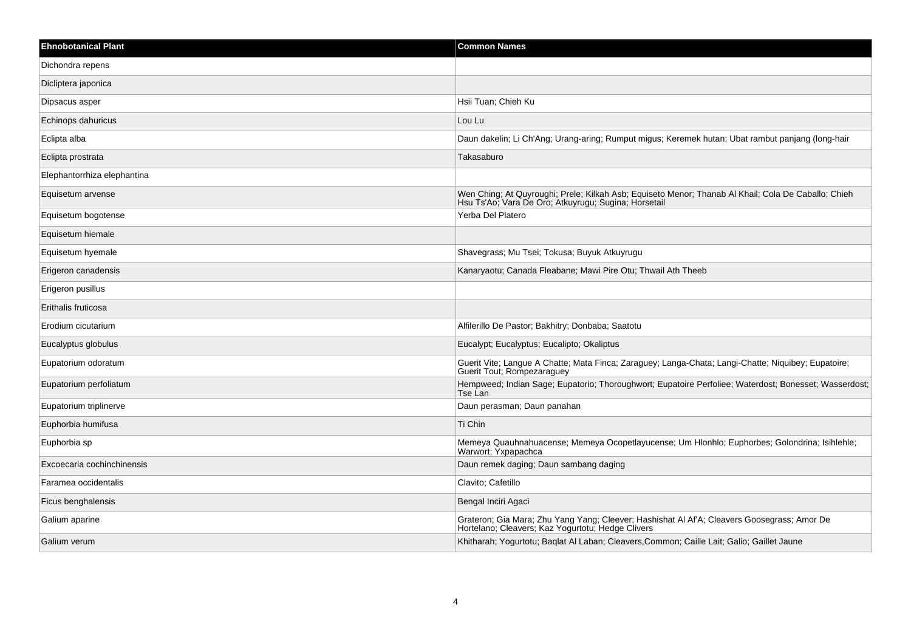| Ehnobotanical Plant | Common Names |
| --- | --- |
| Dichondra repens | |
| Dicliptera japonica | |
| Dipsacus asper | Hsii Tuan; Chieh Ku |
| Echinops dahuricus | Lou Lu |
| Eclipta alba | Daun dakelin; Li Ch'Ang; Urang-aring; Rumput migus; Keremek hutan; Ubat rambut panjang (long-hair |
| Eclipta prostrata | Takasaburo |
| Elephantorrhiza elephantina | |
| Equisetum arvense | Wen Ching; At Quyroughi; Prele; Kilkah Asb; Equiseto Menor; Thanab Al Khail; Cola De Caballo; Chieh Hsu Ts'Ao; Vara De Oro; Atkuyrugu; Sugina; Horsetail |
| Equisetum bogotense | Yerba Del Platero |
| Equisetum hiemale | |
| Equisetum hyemale | Shavegrass; Mu Tsei; Tokusa; Buyuk Atkuyrugu |
| Erigeron canadensis | Kanaryaotu; Canada Fleabane; Mawi Pire Otu; Thwail Ath Theeb |
| Erigeron pusillus | |
| Erithalis fruticosa | |
| Erodium cicutarium | Alfilerillo De Pastor; Bakhitry; Donbaba; Saatotu |
| Eucalyptus globulus | Eucalypt; Eucalyptus; Eucalipto; Okaliptus |
| Eupatorium odoratum | Guerit Vite; Langue A Chatte; Mata Finca; Zaraguey; Langa-Chata; Langi-Chatte; Niquibey; Eupatoire; Guerit Tout; Rompezaraguey |
| Eupatorium perfoliatum | Hempweed; Indian Sage; Eupatorio; Thoroughwort; Eupatoire Perfoliee; Waterdost; Bonesset; Wasserdost; Tse Lan |
| Eupatorium triplinerve | Daun perasman; Daun panahan |
| Euphorbia humifusa | Ti Chin |
| Euphorbia sp | Memeya Quauhnahuacense; Memeya Ocopetlayucense; Um Hlonhlo; Euphorbes; Golondrina; Isihlehle; Warwort; Yxpapachca |
| Excoecaria cochinchinensis | Daun remek daging; Daun sambang daging |
| Faramea occidentalis | Clavito; Cafetillo |
| Ficus benghalensis | Bengal Inciri Agaci |
| Galium aparine | Grateron; Gia Mara; Zhu Yang Yang; Cleever; Hashishat Al Af'A; Cleavers Goosegrass; Amor De Hortelano; Cleavers; Kaz Yogurtotu; Hedge Clivers |
| Galium verum | Khitharah; Yogurtotu; Baqlat Al Laban; Cleavers,Common; Caille Lait; Galio; Gaillet Jaune |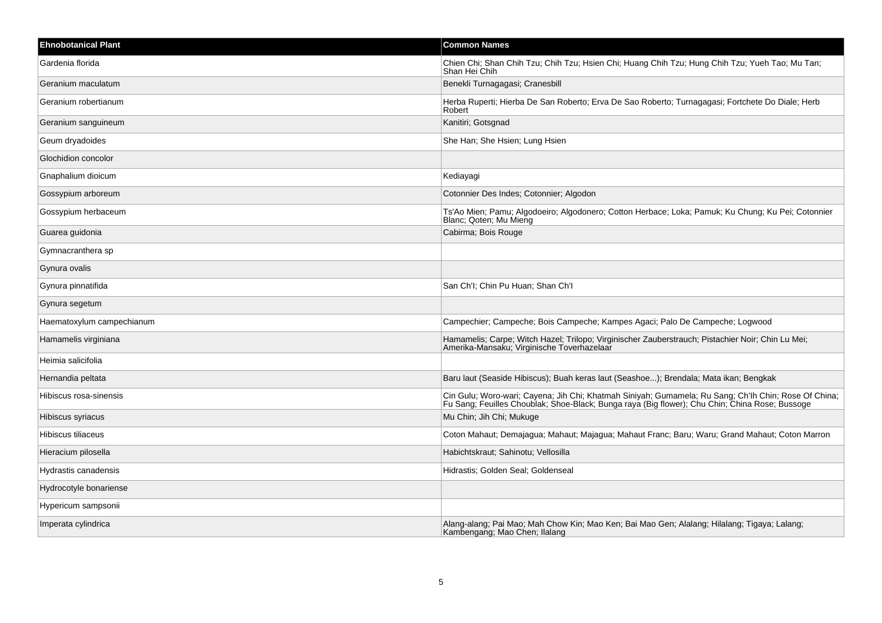| Ehnobotanical Plant | Common Names |
| --- | --- |
| Gardenia florida | Chien Chi; Shan Chih Tzu; Chih Tzu; Hsien Chi; Huang Chih Tzu; Hung Chih Tzu; Yueh Tao; Mu Tan; Shan Hei Chih |
| Geranium maculatum | Benekli Turnagagasi; Cranesbill |
| Geranium robertianum | Herba Ruperti; Hierba De San Roberto; Erva De Sao Roberto; Turnagagasi; Fortchete Do Diale; Herb Robert |
| Geranium sanguineum | Kanitiri; Gotsgnad |
| Geum dryadoides | She Han; She Hsien; Lung Hsien |
| Glochidion concolor | |
| Gnaphalium dioicum | Kediayagi |
| Gossypium arboreum | Cotonnier Des Indes; Cotonnier; Algodon |
| Gossypium herbaceum | Ts'Ao Mien; Pamu; Algodoeiro; Algodonero; Cotton Herbace; Loka; Pamuk; Ku Chung; Ku Pei; Cotonnier Blanc; Qoten; Mu Mieng |
| Guarea guidonia | Cabirma; Bois Rouge |
| Gymnacranthera sp | |
| Gynura ovalis | |
| Gynura pinnatifida | San Ch'I; Chin Pu Huan; Shan Ch'I |
| Gynura segetum | |
| Haematoxylum campechianum | Campechier; Campeche; Bois Campeche; Kampes Agaci; Palo De Campeche; Logwood |
| Hamamelis virginiana | Hamamelis; Carpe; Witch Hazel; Trilopo; Virginischer Zauberstrauch; Pistachier Noir; Chin Lu Mei; Amerika-Mansaku; Virginische Toverhazelaar |
| Heimia salicifolia | |
| Hernandia peltata | Baru laut (Seaside Hibiscus); Buah keras laut (Seashoe...); Brendala; Mata ikan; Bengkak |
| Hibiscus rosa-sinensis | Cin Gulu; Woro-wari; Cayena; Jih Chi; Khatmah Siniyah; Gumamela; Ru Sang; Ch'Ih Chin; Rose Of China; Fu Sang; Feuilles Choublak; Shoe-Black; Bunga raya (Big flower); Chu Chin; China Rose; Bussoge |
| Hibiscus syriacus | Mu Chin; Jih Chi; Mukuge |
| Hibiscus tiliaceus | Coton Mahaut; Demajagua; Mahaut; Majagua; Mahaut Franc; Baru; Waru; Grand Mahaut; Coton Marron |
| Hieracium pilosella | Habichtskraut; Sahinotu; Vellosilla |
| Hydrastis canadensis | Hidrastis; Golden Seal; Goldenseal |
| Hydrocotyle bonariense | |
| Hypericum sampsonii | |
| Imperata cylindrica | Alang-alang; Pai Mao; Mah Chow Kin; Mao Ken; Bai Mao Gen; Alalang; Hilalang; Tigaya; Lalang; Kambengang; Mao Chen; Ilalang |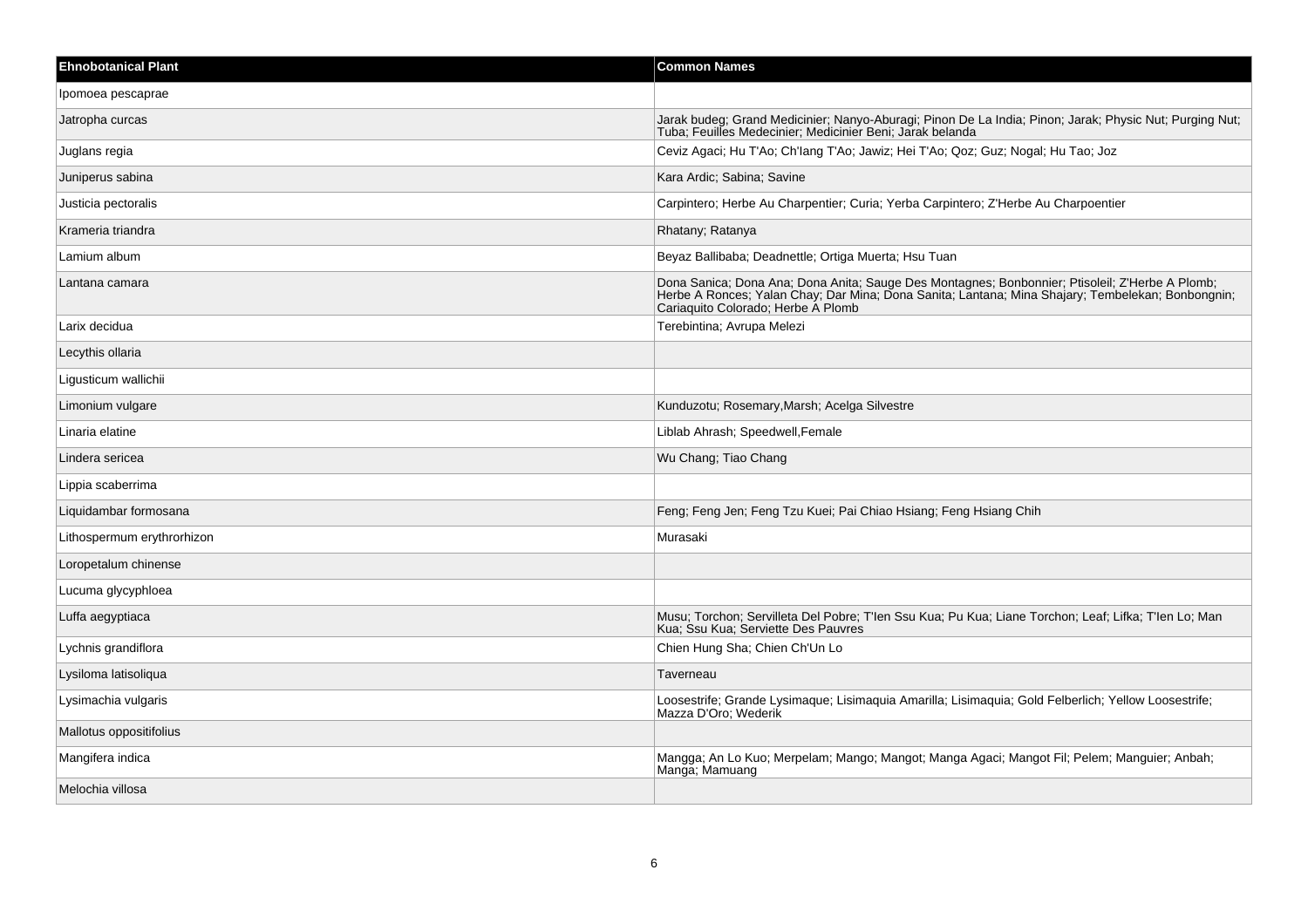| Ehnobotanical Plant | Common Names |
| --- | --- |
| Ipomoea pescaprae | |
| Jatropha curcas | Jarak budeg; Grand Medicinier; Nanyo-Aburagi; Pinon De La India; Pinon; Jarak; Physic Nut; Purging Nut; Tuba; Feuilles Medecinier; Medicinier Beni; Jarak belanda |
| Juglans regia | Ceviz Agaci; Hu T'Ao; Ch'Iang T'Ao; Jawiz; Hei T'Ao; Qoz; Guz; Nogal; Hu Tao; Joz |
| Juniperus sabina | Kara Ardic; Sabina; Savine |
| Justicia pectoralis | Carpintero; Herbe Au Charpentier; Curia; Yerba Carpintero; Z'Herbe Au Charpoentier |
| Krameria triandra | Rhatany; Ratanya |
| Lamium album | Beyaz Ballibaba; Deadnettle; Ortiga Muerta; Hsu Tuan |
| Lantana camara | Dona Sanica; Dona Ana; Dona Anita; Sauge Des Montagnes; Bonbonnier; Ptisoleil; Z'Herbe A Plomb; Herbe A Ronces; Yalan Chay; Dar Mina; Dona Sanita; Lantana; Mina Shajary; Tembelekan; Bonbongnin; Cariaquito Colorado; Herbe A Plomb |
| Larix decidua | Terebintina; Avrupa Melezi |
| Lecythis ollaria | |
| Ligusticum wallichii | |
| Limonium vulgare | Kunduzotu; Rosemary,Marsh; Acelga Silvestre |
| Linaria elatine | Liblab Ahrash; Speedwell,Female |
| Lindera sericea | Wu Chang; Tiao Chang |
| Lippia scaberrima | |
| Liquidambar formosana | Feng; Feng Jen; Feng Tzu Kuei; Pai Chiao Hsiang; Feng Hsiang Chih |
| Lithospermum erythrorhizon | Murasaki |
| Loropetalum chinense | |
| Lucuma glycyphloea | |
| Luffa aegyptiaca | Musu; Torchon; Servilleta Del Pobre; T'Ien Ssu Kua; Pu Kua; Liane Torchon; Leaf; Lifka; T'Ien Lo; Man Kua; Ssu Kua; Serviette Des Pauvres |
| Lychnis grandiflora | Chien Hung Sha; Chien Ch'Un Lo |
| Lysiloma latisoliqua | Taverneau |
| Lysimachia vulgaris | Loosestrife; Grande Lysimaque; Lisimaquia Amarilla; Lisimaquia; Gold Felberlich; Yellow Loosestrife; Mazza D'Oro; Wederik |
| Mallotus oppositifolius | |
| Mangifera indica | Mangga; An Lo Kuo; Merpelam; Mango; Mangot; Manga Agaci; Mangot Fil; Pelem; Manguier; Anbah; Manga; Mamuang |
| Melochia villosa | |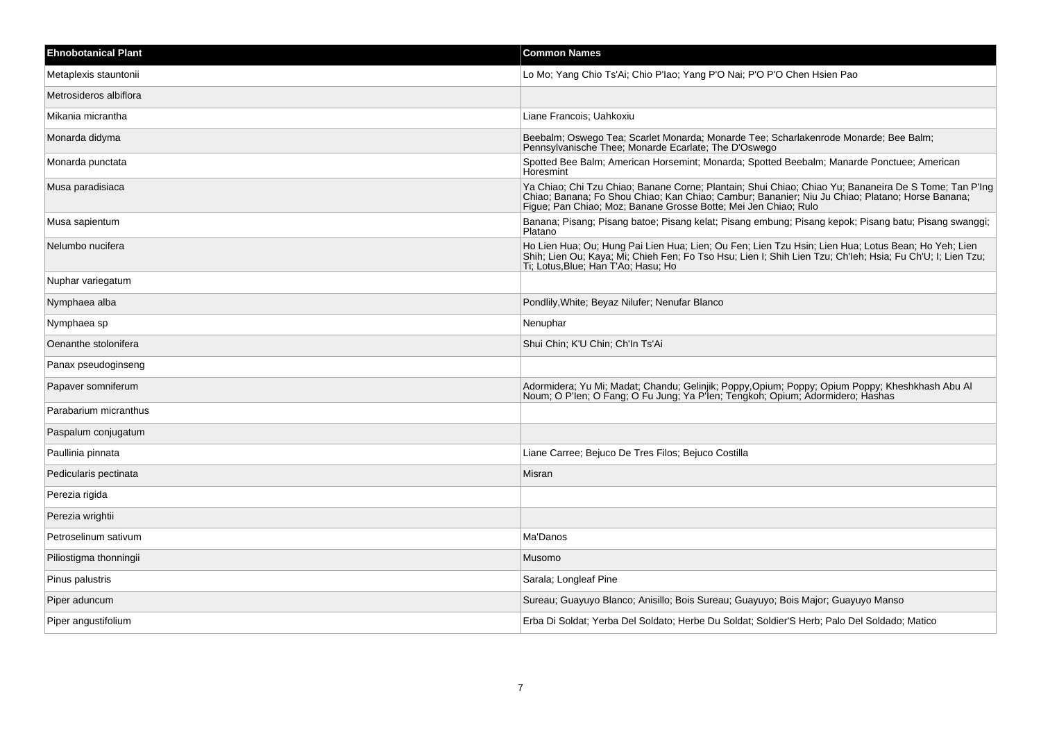| Ehnobotanical Plant | Common Names |
| --- | --- |
| Metaplexis stauntonii | Lo Mo; Yang Chio Ts'Ai; Chio P'Iao; Yang P'O Nai; P'O P'O Chen Hsien Pao |
| Metrosideros albiflora | |
| Mikania micrantha | Liane Francois; Uahkoxiu |
| Monarda didyma | Beebalm; Oswego Tea; Scarlet Monarda; Monarde Tee; Scharlakenrode Monarde; Bee Balm; Pennsylvanische Thee; Monarde Ecarlate; The D'Oswego |
| Monarda punctata | Spotted Bee Balm; American Horsemint; Monarda; Spotted Beebalm; Manarde Ponctuee; American Horesmint |
| Musa paradisiaca | Ya Chiao; Chi Tzu Chiao; Banane Corne; Plantain; Shui Chiao; Chiao Yu; Bananeira De S Tome; Tan P'Ing Chiao; Banana; Fo Shou Chiao; Kan Chiao; Cambur; Bananier; Niu Ju Chiao; Platano; Horse Banana; Figue; Pan Chiao; Moz; Banane Grosse Botte; Mei Jen Chiao; Rulo |
| Musa sapientum | Banana; Pisang; Pisang batoe; Pisang kelat; Pisang embung; Pisang kepok; Pisang batu; Pisang swanggi; Platano |
| Nelumbo nucifera | Ho Lien Hua; Ou; Hung Pai Lien Hua; Lien; Ou Fen; Lien Tzu Hsin; Lien Hua; Lotus Bean; Ho Yeh; Lien Shih; Lien Ou; Kaya; Mi; Chieh Fen; Fo Tso Hsu; Lien I; Shih Lien Tzu; Ch'Ieh; Hsia; Fu Ch'U; I; Lien Tzu; Ti; Lotus,Blue; Han T'Ao; Hasu; Ho |
| Nuphar variegatum | |
| Nymphaea alba | Pondlily,White; Beyaz Nilufer; Nenufar Blanco |
| Nymphaea sp | Nenuphar |
| Oenanthe stolonifera | Shui Chin; K'U Chin; Ch'In Ts'Ai |
| Panax pseudoginseng | |
| Papaver somniferum | Adormidera; Yu Mi; Madat; Chandu; Gelinjik; Poppy,Opium; Poppy; Opium Poppy; Kheshkhash Abu Al Noum; O P'Ien; O Fang; O Fu Jung; Ya P'Ien; Tengkoh; Opium; Adormidero; Hashas |
| Parabarium micranthus | |
| Paspalum conjugatum | |
| Paullinia pinnata | Liane Carree; Bejuco De Tres Filos; Bejuco Costilla |
| Pedicularis pectinata | Misran |
| Perezia rigida | |
| Perezia wrightii | |
| Petroselinum sativum | Ma'Danos |
| Piliostigma thonningii | Musomo |
| Pinus palustris | Sarala; Longleaf Pine |
| Piper aduncum | Sureau; Guayuyo Blanco; Anisillo; Bois Sureau; Guayuyo; Bois Major; Guayuyo Manso |
| Piper angustifolium | Erba Di Soldat; Yerba Del Soldato; Herbe Du Soldat; Soldier'S Herb; Palo Del Soldado; Matico |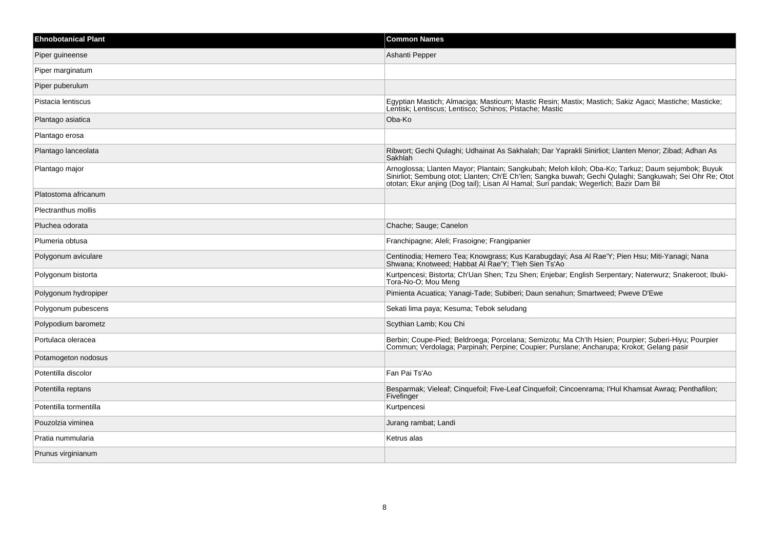| Ehnobotanical Plant | Common Names |
| --- | --- |
| Piper guineense | Ashanti Pepper |
| Piper marginatum | |
| Piper puberulum | |
| Pistacia lentiscus | Egyptian Mastich; Almaciga; Masticum; Mastic Resin; Mastix; Mastich; Sakiz Agaci; Mastiche; Masticke; Lentisk; Lentiscus; Lentisco; Schinos; Pistache; Mastic |
| Plantago asiatica | Oba-Ko |
| Plantago erosa | |
| Plantago lanceolata | Ribwort; Gechi Qulaghi; Udhainat As Sakhalah; Dar Yaprakli Sinirliot; Llanten Menor; Zibad; Adhan As Sakhlah |
| Plantago major | Arnoglossa; Llanten Mayor; Plantain; Sangkubah; Meloh kiloh; Oba-Ko; Tarkuz; Daum sejumbok; Buyuk Sinirliot; Sembung otot; Llanten; Ch'E Ch'Ien; Sangka buwah; Gechi Qulaghi; Sangkuwah; Sei Ohr Re; Otot ototan; Ekur anjing (Dog tail); Lisan Al Hamal; Suri pandak; Wegerlich; Bazir Dam Bil |
| Platostoma africanum | |
| Plectranthus mollis | |
| Pluchea odorata | Chache; Sauge; Canelon |
| Plumeria obtusa | Franchipagne; Aleli; Frasoigne; Frangipanier |
| Polygonum aviculare | Centinodia; Hemero Tea; Knowgrass; Kus Karabugdayi; Asa Al Rae'Y; Pien Hsu; Miti-Yanagi; Nana Shwana; Knotweed; Habbat Al Rae'Y; T'Ieh Sien Ts'Ao |
| Polygonum bistorta | Kurtpencesi; Bistorta; Ch'Uan Shen; Tzu Shen; Enjebar; English Serpentary; Naterwurz; Snakeroot; Ibuki-Tora-No-O; Mou Meng |
| Polygonum hydropiper | Pimienta Acuatica; Yanagi-Tade; Subiberi; Daun senahun; Smartweed; Pweve D'Ewe |
| Polygonum pubescens | Sekati lima paya; Kesuma; Tebok seludang |
| Polypodium barometz | Scythian Lamb; Kou Chi |
| Portulaca oleracea | Berbin; Coupe-Pied; Beldroega; Porcelana; Semizotu; Ma Ch'Ih Hsien; Pourpier; Suberi-Hiyu; Pourpier Commun; Verdolaga; Parpinah; Perpine; Coupier; Purslane; Ancharupa; Krokot; Gelang pasir |
| Potamogeton nodosus | |
| Potentilla discolor | Fan Pai Ts'Ao |
| Potentilla reptans | Besparmak; Vieleaf; Cinquefoil; Five-Leaf Cinquefoil; Cincoenrama; I'Hul Khamsat Awraq; Penthafilon; Fivefinger |
| Potentilla tormentilla | Kurtpencesi |
| Pouzolzia viminea | Jurang rambat; Landi |
| Pratia nummularia | Ketrus alas |
| Prunus virginianum | |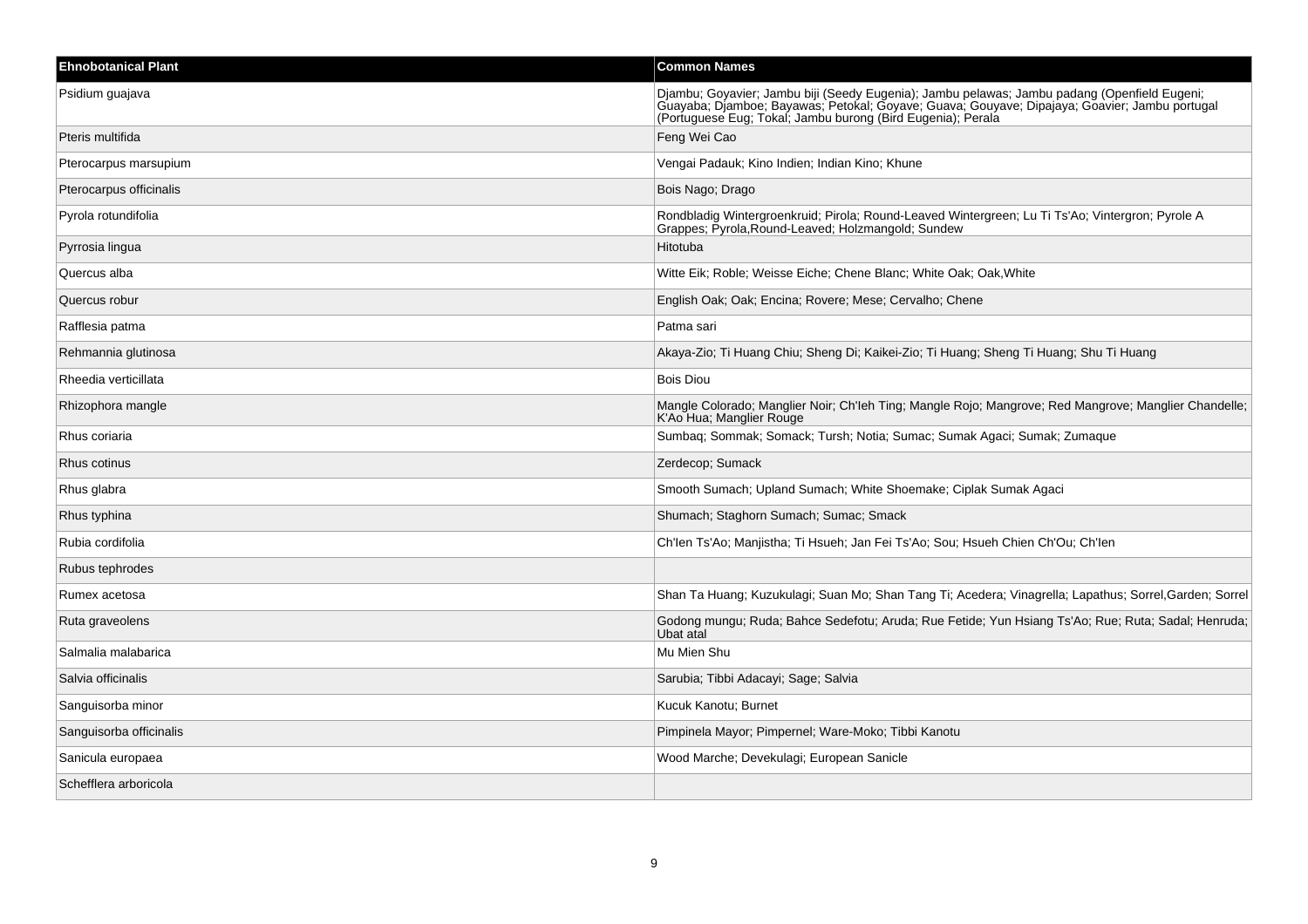| Ehnobotanical Plant | Common Names |
| --- | --- |
| Psidium guajava | Djambu; Goyavier; Jambu biji (Seedy Eugenia); Jambu pelawas; Jambu padang (Openfield Eugeni; Guayaba; Djamboe; Bayawas; Petokal; Goyave; Guava; Gouyave; Dipajaya; Goavier; Jambu portugal (Portuguese Eug; Tokal; Jambu burong (Bird Eugenia); Perala |
| Pteris multifida | Feng Wei Cao |
| Pterocarpus marsupium | Vengai Padauk; Kino Indien; Indian Kino; Khune |
| Pterocarpus officinalis | Bois Nago; Drago |
| Pyrola rotundifolia | Rondbladig Wintergroenkruid; Pirola; Round-Leaved Wintergreen; Lu Ti Ts'Ao; Vintergron; Pyrole A Grappes; Pyrola,Round-Leaved; Holzmangold; Sundew |
| Pyrrosia lingua | Hitotuba |
| Quercus alba | Witte Eik; Roble; Weisse Eiche; Chene Blanc; White Oak; Oak,White |
| Quercus robur | English Oak; Oak; Encina; Rovere; Mese; Cervalho; Chene |
| Rafflesia patma | Patma sari |
| Rehmannia glutinosa | Akaya-Zio; Ti Huang Chiu; Sheng Di; Kaikei-Zio; Ti Huang; Sheng Ti Huang; Shu Ti Huang |
| Rheedia verticillata | Bois Diou |
| Rhizophora mangle | Mangle Colorado; Manglier Noir; Ch'Ieh Ting; Mangle Rojo; Mangrove; Red Mangrove; Manglier Chandelle; K'Ao Hua; Manglier Rouge |
| Rhus coriaria | Sumbaq; Sommak; Somack; Tursh; Notia; Sumac; Sumak Agaci; Sumak; Zumaque |
| Rhus cotinus | Zerdecop; Sumack |
| Rhus glabra | Smooth Sumach; Upland Sumach; White Shoemake; Ciplak Sumak Agaci |
| Rhus typhina | Shumach; Staghorn Sumach; Sumac; Smack |
| Rubia cordifolia | Ch'Ien Ts'Ao; Manjistha; Ti Hsueh; Jan Fei Ts'Ao; Sou; Hsueh Chien Ch'Ou; Ch'Ien |
| Rubus tephrodes | |
| Rumex acetosa | Shan Ta Huang; Kuzukulagi; Suan Mo; Shan Tang Ti; Acedera; Vinagrella; Lapathus; Sorrel,Garden; Sorrel |
| Ruta graveolens | Godong mungu; Ruda; Bahce Sedefotu; Aruda; Rue Fetide; Yun Hsiang Ts'Ao; Rue; Ruta; Sadal; Henruda; Ubat atal |
| Salmalia malabarica | Mu Mien Shu |
| Salvia officinalis | Sarubia; Tibbi Adacayi; Sage; Salvia |
| Sanguisorba minor | Kucuk Kanotu; Burnet |
| Sanguisorba officinalis | Pimpinela Mayor; Pimpernel; Ware-Moko; Tibbi Kanotu |
| Sanicula europaea | Wood Marche; Devekulagi; European Sanicle |
| Schefflera arboricola | |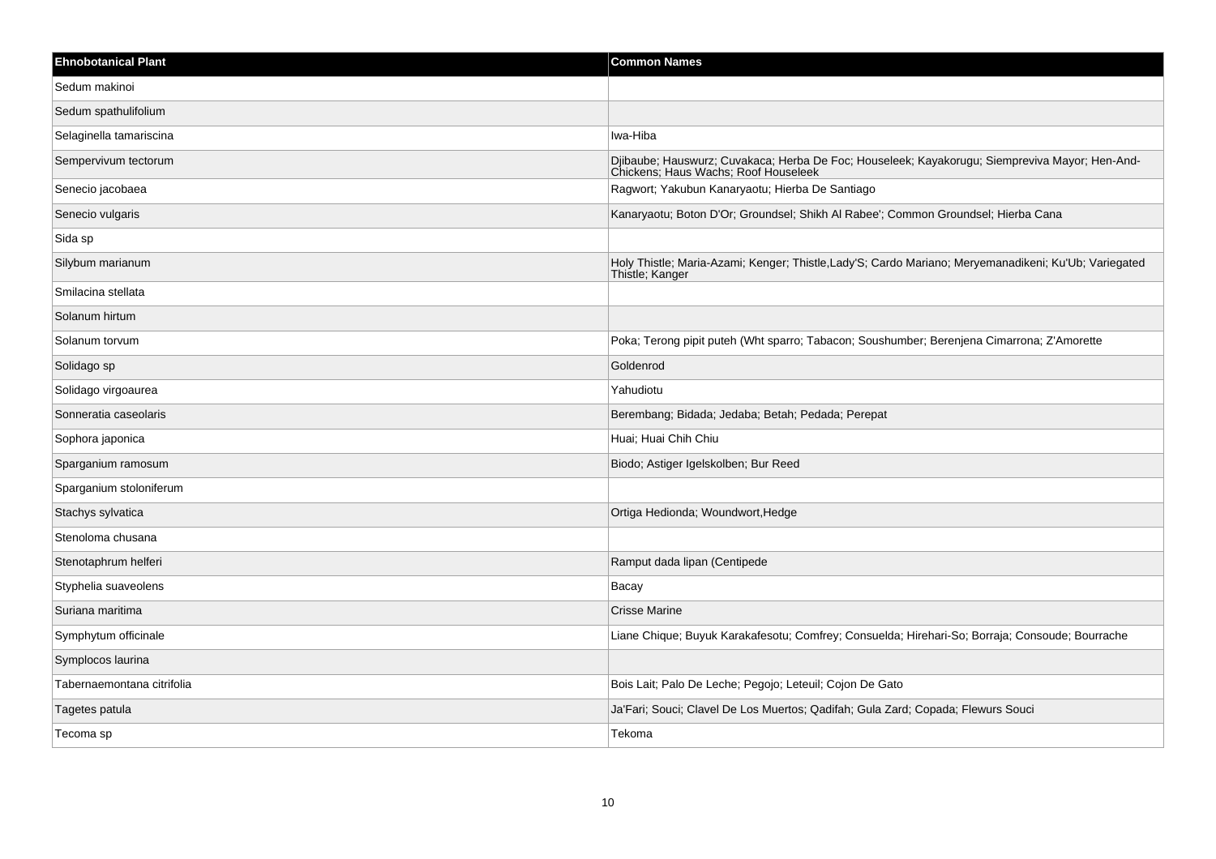| Ehnobotanical Plant | Common Names |
| --- | --- |
| Sedum makinoi | |
| Sedum spathulifolium | |
| Selaginella tamariscina | Iwa-Hiba |
| Sempervivum tectorum | Djibaube; Hauswurz; Cuvakaca; Herba De Foc; Houseleek; Kayakorugu; Siempreviva Mayor; Hen-And-Chickens; Haus Wachs; Roof Houseleek |
| Senecio jacobaea | Ragwort; Yakubun Kanaryaotu; Hierba De Santiago |
| Senecio vulgaris | Kanaryaotu; Boton D'Or; Groundsel; Shikh Al Rabee'; Common Groundsel; Hierba Cana |
| Sida sp | |
| Silybum marianum | Holy Thistle; Maria-Azami; Kenger; Thistle,Lady'S; Cardo Mariano; Meryemanadikeni; Ku'Ub; Variegated Thistle; Kanger |
| Smilacina stellata | |
| Solanum hirtum | |
| Solanum torvum | Poka; Terong pipit puteh (Wht sparro; Tabacon; Soushumber; Berenjena Cimarrona; Z'Amorette |
| Solidago sp | Goldenrod |
| Solidago virgoaurea | Yahudiotu |
| Sonneratia caseolaris | Berembang; Bidada; Jedaba; Betah; Pedada; Perepat |
| Sophora japonica | Huai; Huai Chih Chiu |
| Sparganium ramosum | Biodo; Astiger Igelskolben; Bur Reed |
| Sparganium stoloniferum | |
| Stachys sylvatica | Ortiga Hedionda; Woundwort,Hedge |
| Stenoloma chusana | |
| Stenotaphrum helferi | Ramput dada lipan (Centipede |
| Styphelia suaveolens | Bacay |
| Suriana maritima | Crisse Marine |
| Symphytum officinale | Liane Chique; Buyuk Karakafesotu; Comfrey; Consuelda; Hirehari-So; Borraja; Consoude; Bourrache |
| Symplocos laurina | |
| Tabernaemontana citrifolia | Bois Lait; Palo De Leche; Pegojo; Leteuil; Cojon De Gato |
| Tagetes patula | Ja'Fari; Souci; Clavel De Los Muertos; Qadifah; Gula Zard; Copada; Flewurs Souci |
| Tecoma sp | Tekoma |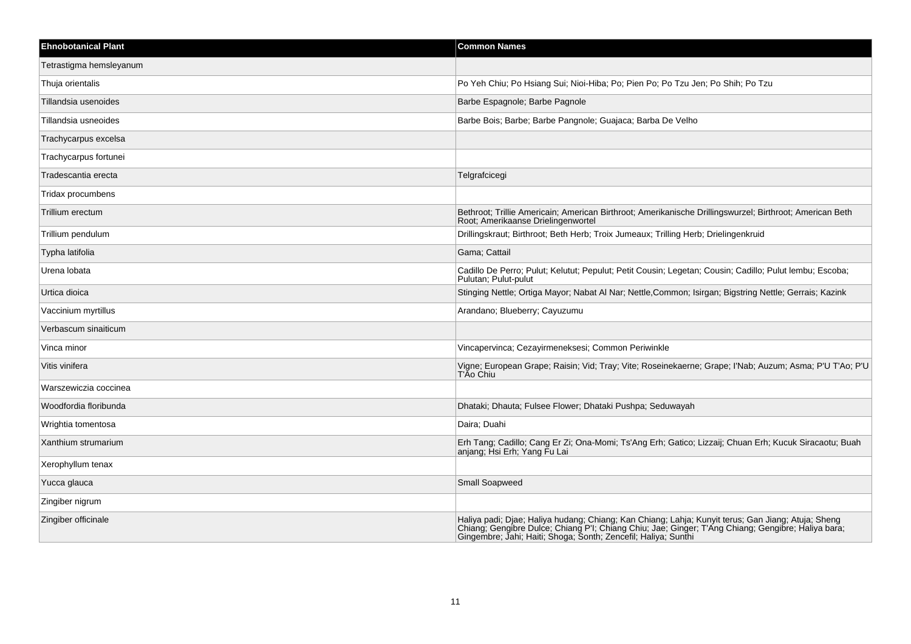| Ehnobotanical Plant | Common Names |
| --- | --- |
| Tetrastigma hemsleyanum | |
| Thuja orientalis | Po Yeh Chiu; Po Hsiang Sui; Nioi-Hiba; Po; Pien Po; Po Tzu Jen; Po Shih; Po Tzu |
| Tillandsia usenoides | Barbe Espagnole; Barbe Pagnole |
| Tillandsia usneoides | Barbe Bois; Barbe; Barbe Pangnole; Guajaca; Barba De Velho |
| Trachycarpus excelsa | |
| Trachycarpus fortunei | |
| Tradescantia erecta | Telgrafcicegi |
| Tridax procumbens | |
| Trillium erectum | Bethroot; Trillie Americain; American Birthroot; Amerikanische Drillingswurzel; Birthroot; American Beth Root; Amerikaanse Drielingenwortel |
| Trillium pendulum | Drillingskraut; Birthroot; Beth Herb; Troix Jumeaux; Trilling Herb; Drielingenkruid |
| Typha latifolia | Gama; Cattail |
| Urena lobata | Cadillo De Perro; Pulut; Kelutut; Pepulut; Petit Cousin; Legetan; Cousin; Cadillo; Pulut lembu; Escoba; Pulutan; Pulut-pulut |
| Urtica dioica | Stinging Nettle; Ortiga Mayor; Nabat Al Nar; Nettle,Common; Isirgan; Bigstring Nettle; Gerrais; Kazink |
| Vaccinium myrtillus | Arandano; Blueberry; Cayuzumu |
| Verbascum sinaiticum | |
| Vinca minor | Vincapervinca; Cezayirmeneksesi; Common Periwinkle |
| Vitis vinifera | Vigne; European Grape; Raisin; Vid; Tray; Vite; Roseinekaerne; Grape; I'Nab; Auzum; Asma; P'U T'Ao; P'U T'Ao Chiu |
| Warszewiczia coccinea | |
| Woodfordia floribunda | Dhataki; Dhauta; Fulsee Flower; Dhataki Pushpa; Seduwayah |
| Wrightia tomentosa | Daira; Duahi |
| Xanthium strumarium | Erh Tang; Cadillo; Cang Er Zi; Ona-Momi; Ts'Ang Erh; Gatico; Lizzaij; Chuan Erh; Kucuk Siracaotu; Buah anjang; Hsi Erh; Yang Fu Lai |
| Xerophyllum tenax | |
| Yucca glauca | Small Soapweed |
| Zingiber nigrum | |
| Zingiber officinale | Haliya padi; Djae; Haliya hudang; Chiang; Kan Chiang; Lahja; Kunyit terus; Gan Jiang; Atuja; Sheng Chiang; Gengibre Dulce; Chiang P'I; Chiang Chiu; Jae; Ginger; T'Ang Chiang; Gengibre; Haliya bara; Gingembre; Jahi; Haiti; Shoga; Sonth; Zencefil; Haliya; Sunthi |